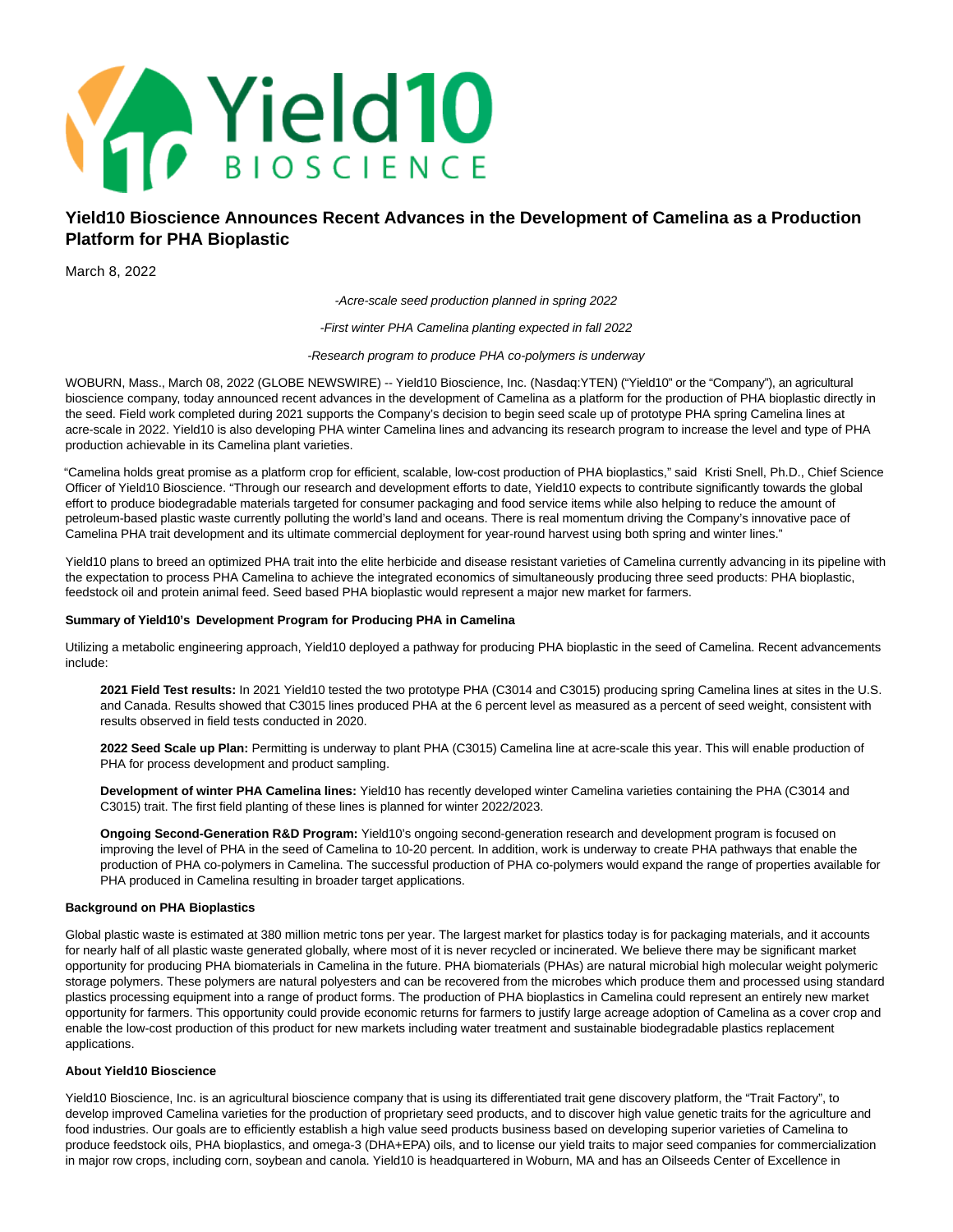# Yield10 Bioscience Announces Recent Advances in the Development of Camelina as a Production Platform for PHA Bioplastic

March 8, 2022

*-Acre-scale seed production planned in spring 2022*

*-First winter PHA Camelina planting expected in fall 2022*

*-Research program to produce PHA co-polymers is underway*

WOBURN, Mass., March 08, 2022 (GLOBE NEWSWIRE) -- Yield10 Bioscience, Inc. (Nasdaq:YTEN) ("Yield10" or the "Company"), an agricultural bioscience company, today announced recent advances in the development of Camelina as a platform for the production of PHA bioplastic directly in the seed. Field work completed during 2021 supports the Company's decision to begin seed scale up of prototype PHA spring Camelina lines at acre-scale in 2022. Yield10 is also developing PHA winter Camelina lines and advancing its research program to increase the level and type of PHA production achievable in its Camelina plant varieties.

"Camelina holds great promise as a platform crop for efficient, scalable, low-cost production of PHA bioplastics," said Kristi Snell, Ph.D., Chief Science Officer of Yield10 Bioscience. "Through our research and development efforts to date, Yield10 expects to contribute significantly towards the global effort to produce biodegradable materials targeted for consumer packaging and food service items while also helping to reduce the amount of petroleum-based plastic waste currently polluting the world's land and oceans. There is real momentum driving the Company's innovative pace of Camelina PHA trait development and its ultimate commercial deployment for year-round harvest using both spring and winter lines."

Yield10 plans to breed an optimized PHA trait into the elite herbicide and disease resistant varieties of Camelina currently advancing in its pipeline with the expectation to process PHA Camelina to achieve the integrated economics of simultaneously producing three seed products: PHA bioplastic, feedstock oil and protein animal feed. Seed based PHA bioplastic would represent a major new market for farmers.

**Summary of Yield10's Development Program for Producing PHA in Camelina**

Utilizing a metabolic engineering approach, Yield10 deployed a pathway for producing PHA bioplastic in the seed of Camelina. Recent advancements include:

**2021 Field Test results:** In 2021 Yield10 tested the two prototype PHA (C3014 and C3015) producing spring Camelina lines at sites in the U.S. and Canada. Results showed that C3015 lines produced PHA at the 6 percent level as measured as a percent of seed weight, consistent with results observed in field tests conducted in 2020.

**2022 Seed Scale up Plan:** Permitting is underway to plant PHA (C3015) Camelina line at acre-scale this year. This will enable production of PHA for process development and product sampling.

**Development of winter PHA Camelina lines:** Yield10 has recently developed winter Camelina varieties containing the PHA (C3014 and C3015) trait. The first field planting of these lines is planned for winter 2022/2023.

**Ongoing Second-Generation R&D Program:** Yield10's ongoing second-generation research and development program is focused on improving the level of PHA in the seed of Camelina to 10-20 percent. In addition, work is underway to create PHA pathways that enable the production of PHA co-polymers in Camelina. The successful production of PHA co-polymers would expand the range of properties available for PHA produced in Camelina resulting in broader target applications.

**Background on PHA Bioplastics**

Global plastic waste is estimated at 380 million metric tons per year. The largest market for plastics today is for packaging materials, and it accounts for nearly half of all plastic waste generated globally, where most of it is never recycled or incinerated. We believe there may be significant market opportunity for producing PHA biomaterials in Camelina in the future. PHA biomaterials (PHAs) are natural microbial high molecular weight polymeric storage polymers. These polymers are natural polyesters and can be recovered from the microbes which produce them and processed using standard plastics processing equipment into a range of product forms. The production of PHA bioplastics in Camelina could represent an entirely new market opportunity for farmers. This opportunity could provide economic returns for farmers to justify large acreage adoption of Camelina as a cover crop and enable the low-cost production of this product for new markets including water treatment and sustainable biodegradable plastics replacement applications.

**About Yield10 Bioscience**

Yield10 Bioscience, Inc. is an agricultural bioscience company that is using its differentiated trait gene discovery platform, the "Trait Factory", to develop improved Camelina varieties for the production of proprietary seed products, and to discover high value genetic traits for the agriculture and food industries. Our goals are to efficiently establish a high value seed products business based on developing superior varieties of Camelina to produce feedstock oils, PHA bioplastics, and omega-3 (DHA+EPA) oils, and to license our yield traits to major seed companies for commercialization in major row crops, including corn, soybean and canola. Yield10 is headquartered in Woburn, MA and has an Oilseeds Center of Excellence in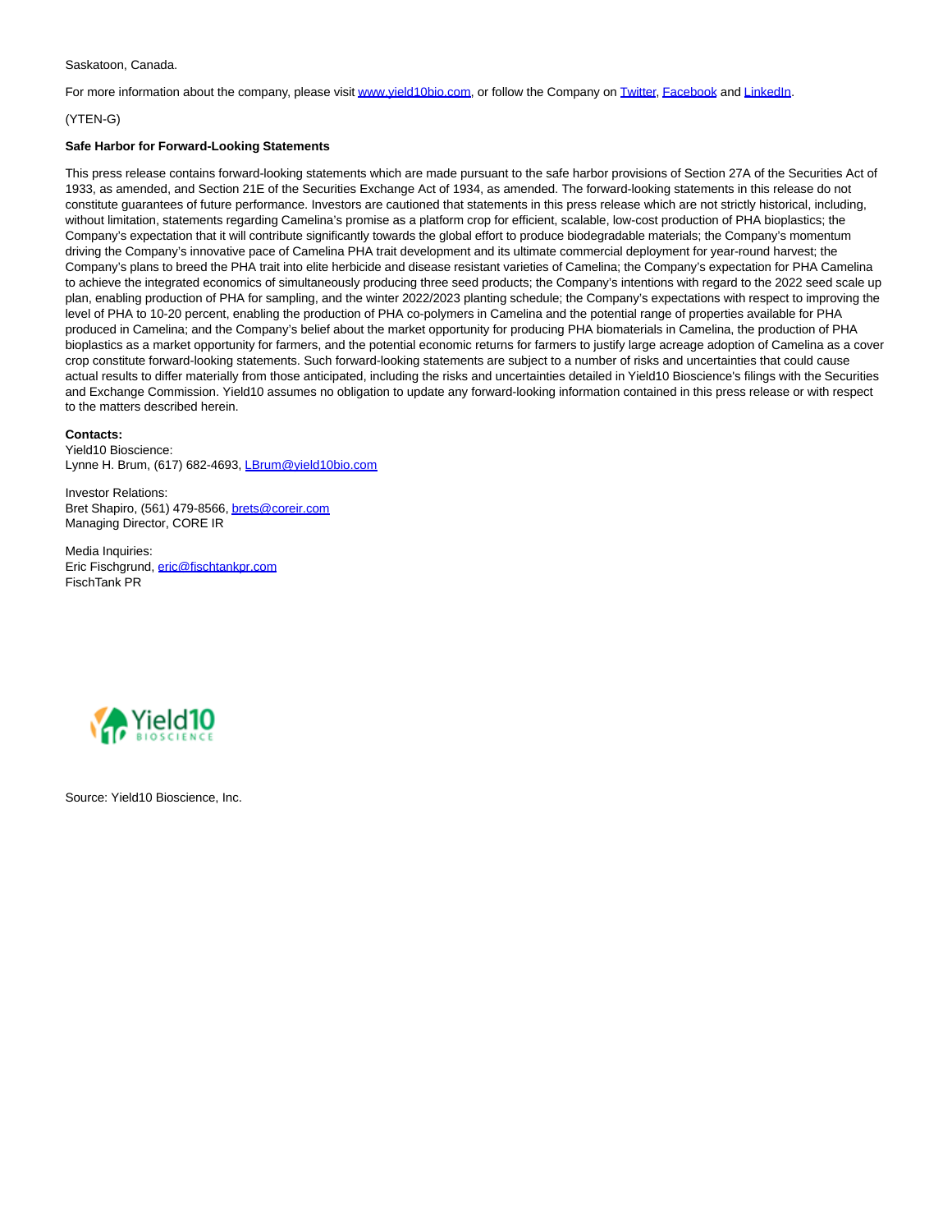Saskatoon, Canada.

For more information about the company, please visit www.yield10bio.com, or follow the Company on Twitter, Facebook and LinkedIn.

(YTEN-G)

**Safe Harbor for Forward-Looking Statements**

This press release contains forward-looking statements which are made pursuant to the safe harbor provisions of Section 27A of the Securities Act of 1933, as amended, and Section 21E of the Securities Exchange Act of 1934, as amended. The forward-looking statements in this release do not constitute guarantees of future performance. Investors are cautioned that statements in this press release which are not strictly historical, including, without limitation, statements regarding Camelina's promise as a platform crop for efficient, scalable, low-cost production of PHA bioplastics; the Company's expectation that it will contribute significantly towards the global effort to produce biodegradable materials; the Company's momentum driving the Company's innovative pace of Camelina PHA trait development and its ultimate commercial deployment for year-round harvest; the Company's plans to breed the PHA trait into elite herbicide and disease resistant varieties of Camelina; the Company's expectation for PHA Camelina to achieve the integrated economics of simultaneously producing three seed products; the Company's intentions with regard to the 2022 seed scale up plan, enabling production of PHA for sampling, and the winter 2022/2023 planting schedule; the Company's expectations with respect to improving the level of PHA to 10-20 percent, enabling the production of PHA co-polymers in Camelina and the potential range of properties available for PHA produced in Camelina; and the Company's belief about the market opportunity for producing PHA biomaterials in Camelina, the production of PHA bioplastics as a market opportunity for farmers, and the potential economic returns for farmers to justify large acreage adoption of Camelina as a cover crop constitute forward-looking statements. Such forward-looking statements are subject to a number of risks and uncertainties that could cause actual results to differ materially from those anticipated, including the risks and uncertainties detailed in Yield10 Bioscience's filings with the Securities and Exchange Commission. Yield10 assumes no obligation to update any forward-looking information contained in this press release or with respect to the matters described herein.

**Contacts:**
Yield10 Bioscience:
Lynne H. Brum, (617) 682-4693, LBrum@yield10bio.com

Investor Relations:
Bret Shapiro, (561) 479-8566, brets@coreir.com
Managing Director, CORE IR

Media Inquiries:
Eric Fischgrund, eric@fischtankpr.com
FischTank PR

Source: Yield10 Bioscience, Inc.